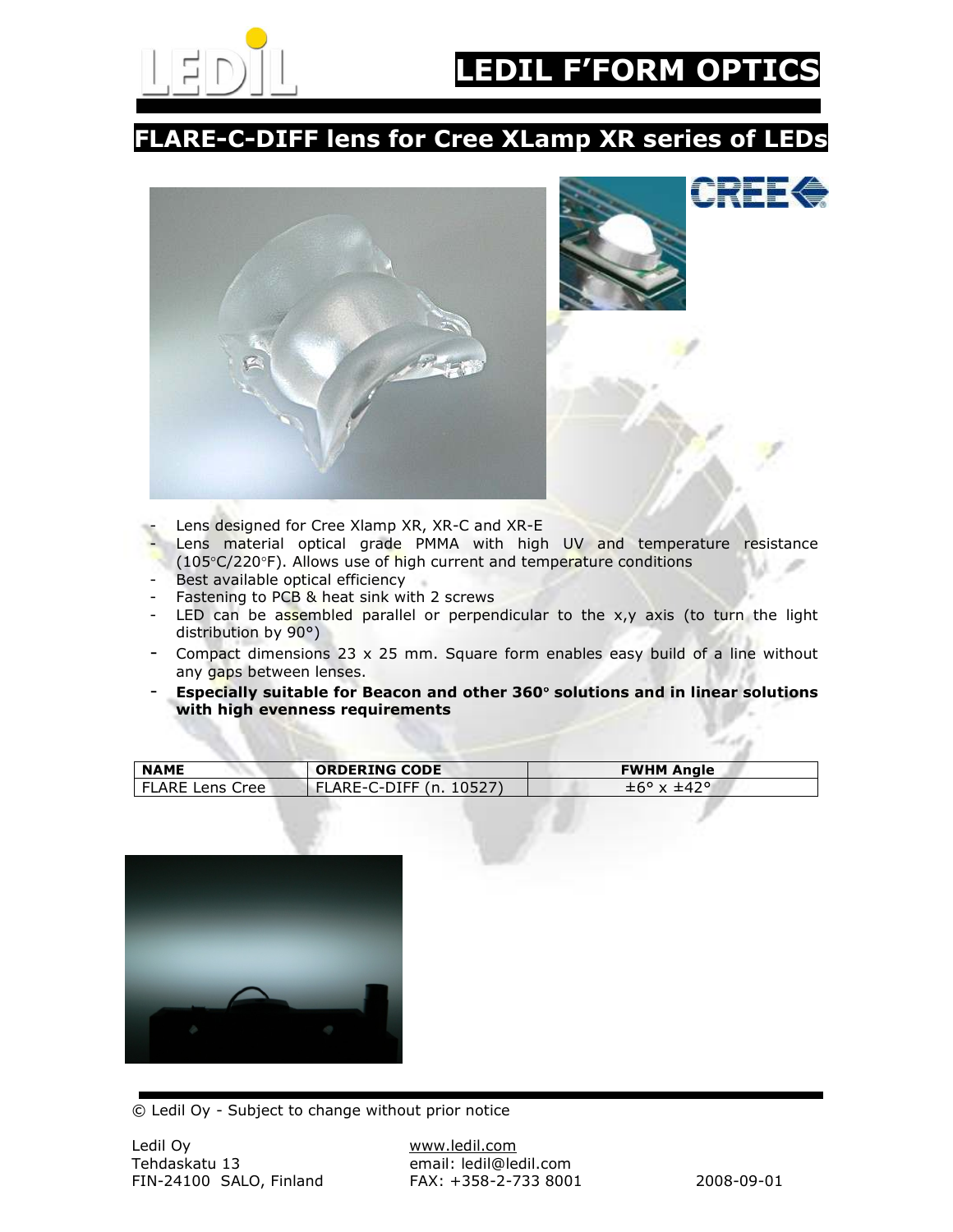# LEDIL F'FORM OPTICS

## FLARE-C-DIFF lens for Cree XLamp XR series of LEDs

- Lens designed for Cree Xlamp XR, XR-C and XR-E
- Lens material optical grade PMMA with high UV and temperature resistance (105°C/220°F). Allows use of high current and temperature conditions
- Best available optical efficiency
- Fastening to PCB & heat sink with 2 screws
- LED can be assembled parallel or perpendicular to the x,y axis (to turn the light distribution by 90°)
- Compact dimensions 23 x 25 mm. Square form enables easy build of a line without any gaps between lenses.
- **Especially suitable for Beacon and other 360° solutions and in linear solutions with high evenness requirements**

| NAME | ORDERING CODE | FWHM Angle |
| --- | --- | --- |
| FLARE Lens Cree | FLARE-C-DIFF (n. 10527) | ±6° x ±42° |

© Ledil Oy - Subject to change without prior notice

Ledil Oy
Tehdaskatu 13
FIN-24100 SALO, Finland

www.ledil.com
email: ledil@ledil.com
FAX: +358-2-733 8001

2008-09-01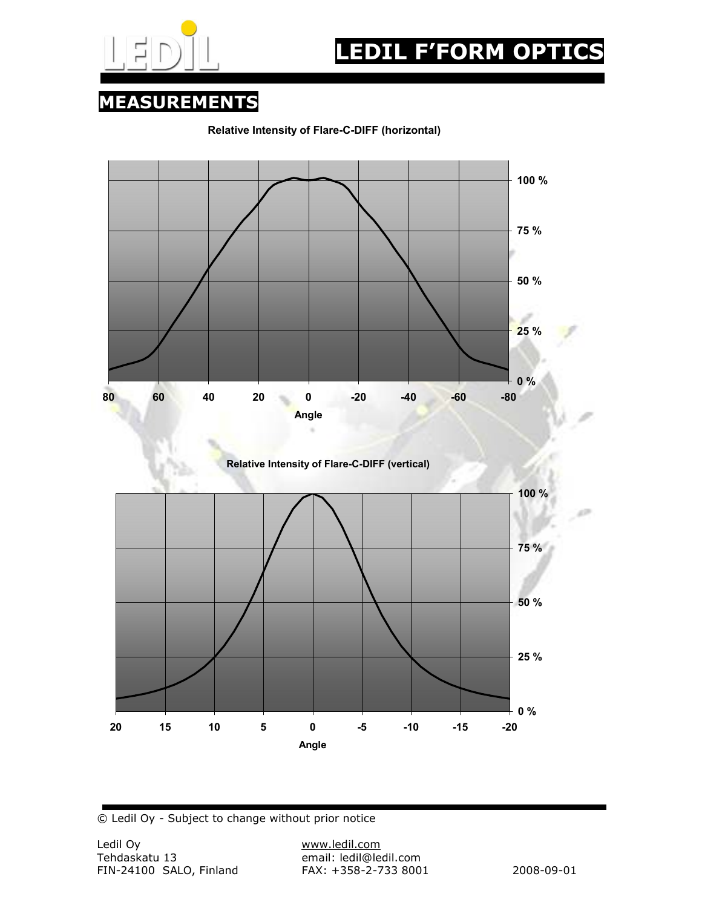# LEDIL F'FORM OPTICS

## MEASUREMENTS

Relative Intensity of Flare-C-DIFF (horizontal)

Relative Intensity of Flare-C-DIFF (vertical)

© Ledil Oy - Subject to change without prior notice

Ledil Oy
Tehdaskatu 13
FIN-24100 SALO, Finland

www.ledil.com
email: ledil@ledil.com
FAX: +358-2-733 8001

2008-09-01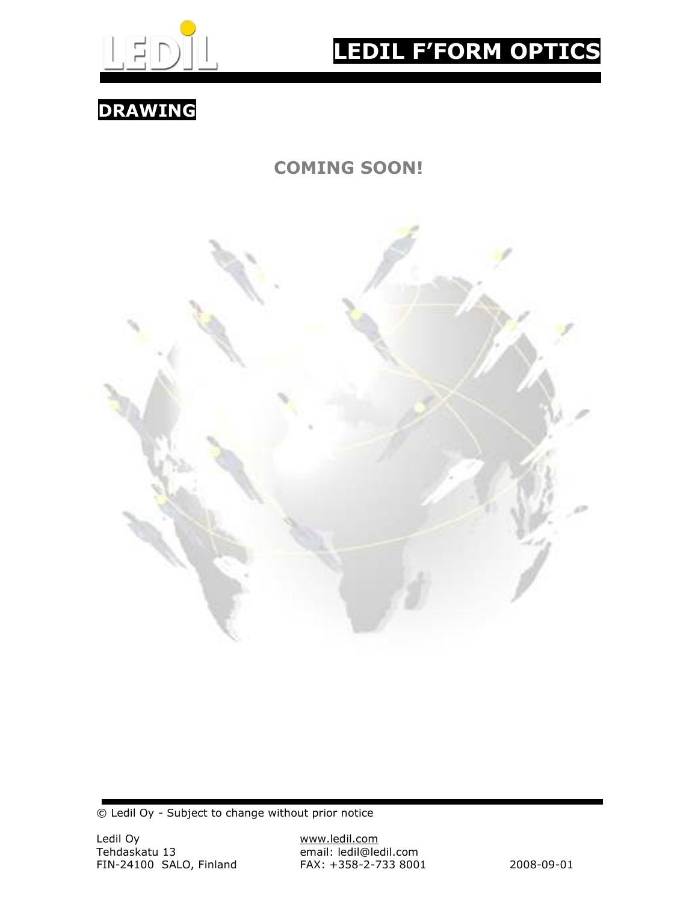## DRAWING

**COMING SOON!**